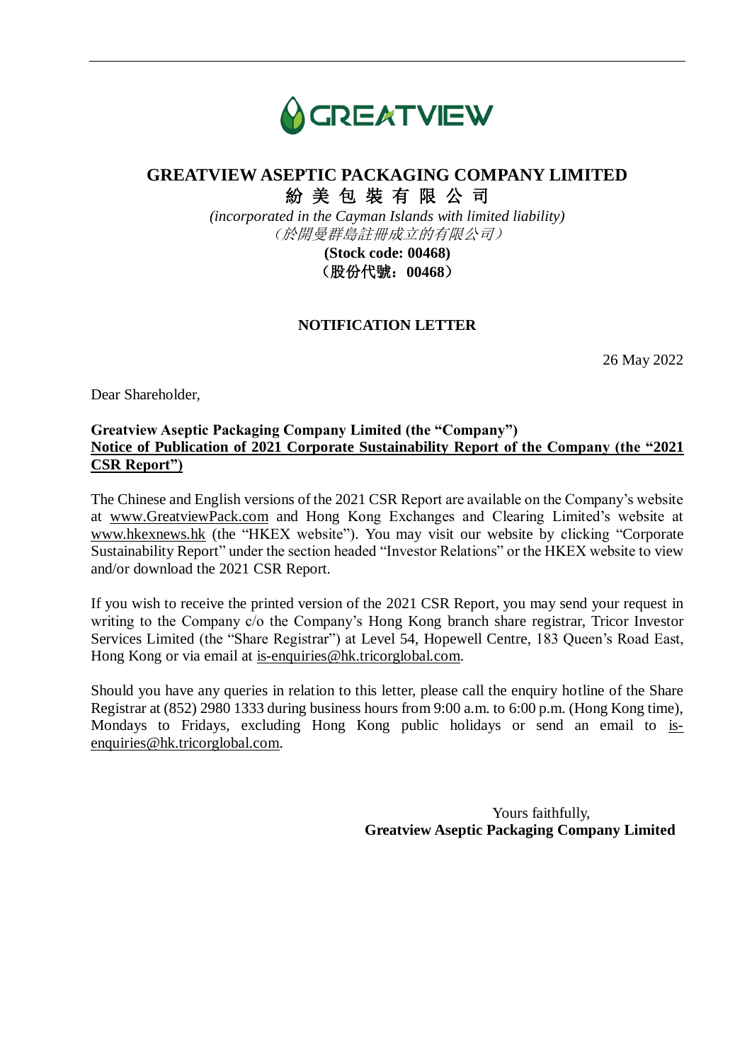GREATVIEW

# GREATVIEW ASEPTIC PACKAGING COMPANY LIMITED

**紛 美 包 裝 有 限 公 司**

*(incorporated in the Cayman Islands with limited liability)*

*（於開曼群島註冊成立的有限公司）*

**(Stock code: 00468)**

**（股份代號：00468）**

## NOTIFICATION LETTER

26 May 2022

Dear Shareholder,

**Greatview Aseptic Packaging Company Limited (the "Company")**
**Notice of Publication of 2021 Corporate Sustainability Report of the Company (the "2021 CSR Report")**

The Chinese and English versions of the 2021 CSR Report are available on the Company's website at www.GreatviewPack.com and Hong Kong Exchanges and Clearing Limited's website at www.hkexnews.hk (the "HKEX website"). You may visit our website by clicking "Corporate Sustainability Report" under the section headed "Investor Relations" or the HKEX website to view and/or download the 2021 CSR Report.

If you wish to receive the printed version of the 2021 CSR Report, you may send your request in writing to the Company c/o the Company's Hong Kong branch share registrar, Tricor Investor Services Limited (the "Share Registrar") at Level 54, Hopewell Centre, 183 Queen's Road East, Hong Kong or via email at is-enquiries@hk.tricorglobal.com.

Should you have any queries in relation to this letter, please call the enquiry hotline of the Share Registrar at (852) 2980 1333 during business hours from 9:00 a.m. to 6:00 p.m. (Hong Kong time), Mondays to Fridays, excluding Hong Kong public holidays or send an email to is-enquiries@hk.tricorglobal.com.

Yours faithfully,
**Greatview Aseptic Packaging Company Limited**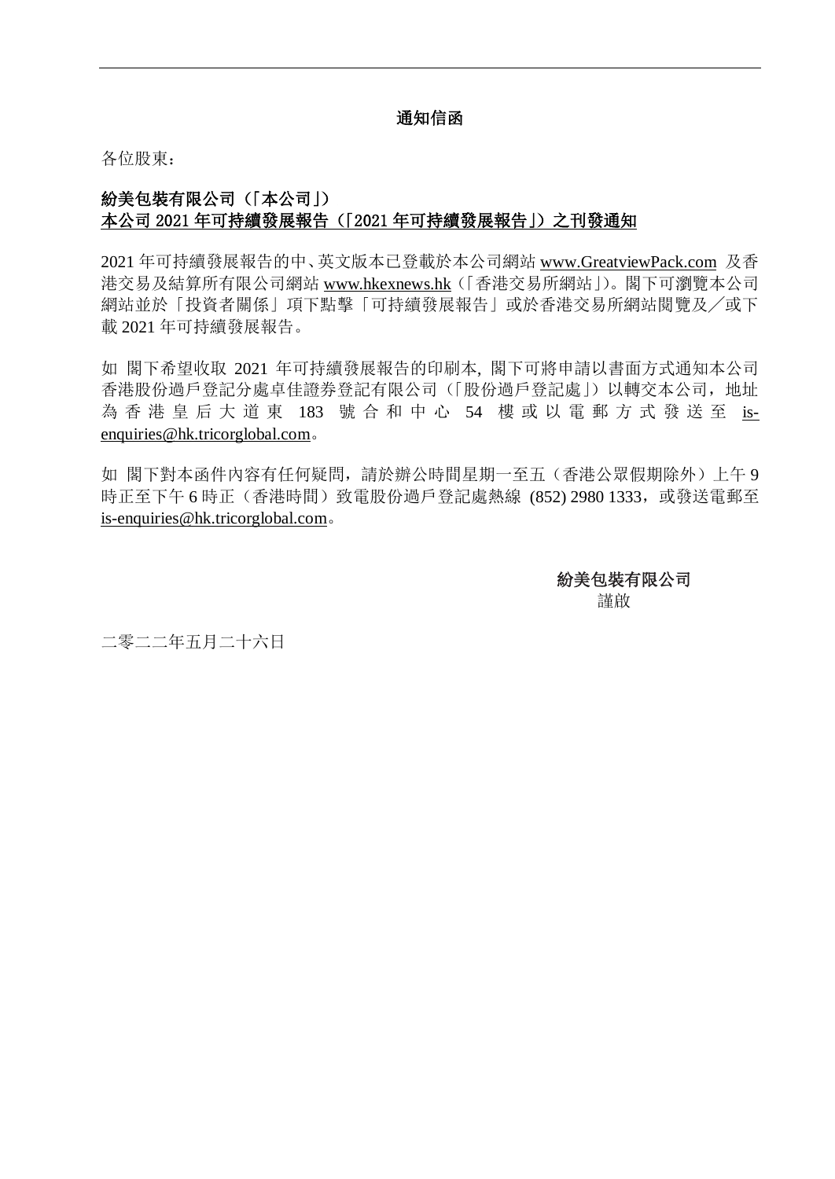**通知信函**

各位股東：

**紛美包裝有限公司（「本公司」）**
**本公司 2021 年可持續發展報告（「2021 年可持續發展報告」）之刊發通知**

2021 年可持續發展報告的中、英文版本已登載於本公司網站 www.GreatviewPack.com 及香港交易及結算所有限公司網站 www.hkexnews.hk（「香港交易所網站」）。閣下可瀏覽本公司網站並於「投資者關係」項下點擊「可持續發展報告」或於香港交易所網站閱覽及╱或下載 2021 年可持續發展報告。

如 閣下希望收取 2021 年可持續發展報告的印刷本, 閣下可將申請以書面方式通知本公司香港股份過戶登記分處卓佳證券登記有限公司（「股份過戶登記處」）以轉交本公司，地址為香港皇后大道東 183 號合和中心 54 樓或以電郵方式發送至 is-enquiries@hk.tricorglobal.com。

如 閣下對本函件內容有任何疑問，請於辦公時間星期一至五（香港公眾假期除外）上午 9 時正至下午 6 時正（香港時間）致電股份過戶登記處熱線 (852) 2980 1333，或發送電郵至 is-enquiries@hk.tricorglobal.com。

**紛美包裝有限公司**
謹啟

二零二二年五月二十六日